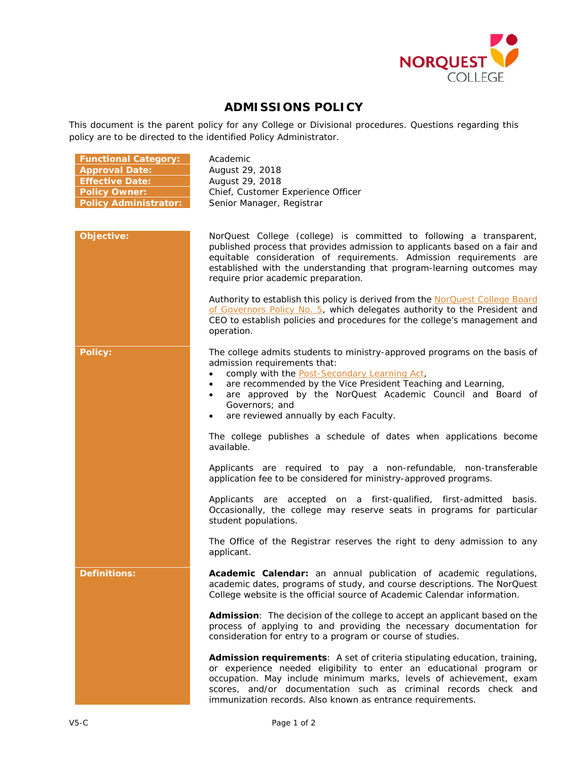# ADMISSIONS POLICY

This document is the parent policy for any College or Divisional procedures. Questions regarding this policy are to be directed to the identified Policy Administrator.

| | |
|---|---|
| **Functional Category:** | Academic |
| **Approval Date:** | August 29, 2018 |
| **Effective Date:** | August 29, 2018 |
| **Policy Owner:** | Chief, Customer Experience Officer |
| **Policy Administrator:** | Senior Manager, Registrar |

## Objective:

NorQuest College (college) is committed to following a transparent, published process that provides admission to applicants based on a fair and equitable consideration of requirements. Admission requirements are established with the understanding that program-learning outcomes may require prior academic preparation.

Authority to establish this policy is derived from the NorQuest College Board of Governors Policy No. 5, which delegates authority to the President and CEO to establish policies and procedures for the college's management and operation.

## Policy:

The college admits students to ministry-approved programs on the basis of admission requirements that:

- comply with the Post-Secondary Learning Act,
- are recommended by the Vice President Teaching and Learning,
- are approved by the NorQuest Academic Council and Board of Governors; and
- are reviewed annually by each Faculty.

The college publishes a schedule of dates when applications become available.

Applicants are required to pay a non-refundable, non-transferable application fee to be considered for ministry-approved programs.

Applicants are accepted on a first-qualified, first-admitted basis. Occasionally, the college may reserve seats in programs for particular student populations.

The Office of the Registrar reserves the right to deny admission to any applicant.

## Definitions:

**Academic Calendar:** an annual publication of academic regulations, academic dates, programs of study, and course descriptions. The NorQuest College website is the official source of Academic Calendar information.

**Admission**: The decision of the college to accept an applicant based on the process of applying to and providing the necessary documentation for consideration for entry to a program or course of studies.

**Admission requirements**: A set of criteria stipulating education, training, or experience needed eligibility to enter an educational program or occupation. May include minimum marks, levels of achievement, exam scores, and/or documentation such as criminal records check and immunization records. Also known as entrance requirements.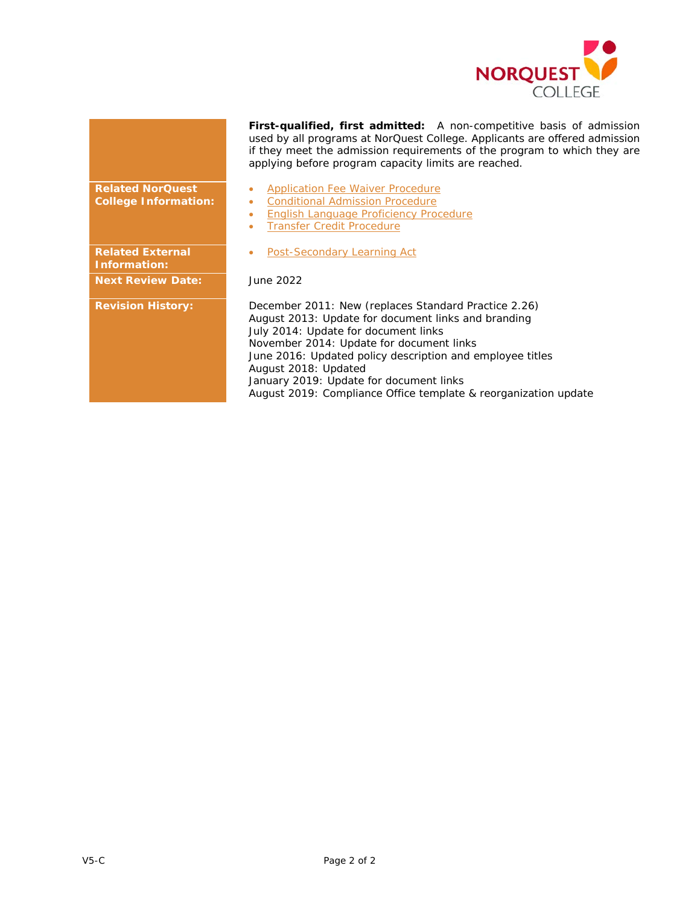| | |
|---|---|
| | **First-qualified, first admitted:** A non-competitive basis of admission used by all programs at NorQuest College. Applicants are offered admission if they meet the admission requirements of the program to which they are applying before program capacity limits are reached. |
| **Related NorQuest College Information:** | • Application Fee Waiver Procedure<br>• Conditional Admission Procedure<br>• English Language Proficiency Procedure<br>• Transfer Credit Procedure |
| **Related External Information:** | • Post-Secondary Learning Act |
| **Next Review Date:** | June 2022 |
| **Revision History:** | December 2011: New (replaces Standard Practice 2.26)<br>August 2013: Update for document links and branding<br>July 2014: Update for document links<br>November 2014: Update for document links<br>June 2016: Updated policy description and employee titles<br>August 2018: Updated<br>January 2019: Update for document links<br>August 2019: Compliance Office template & reorganization update |